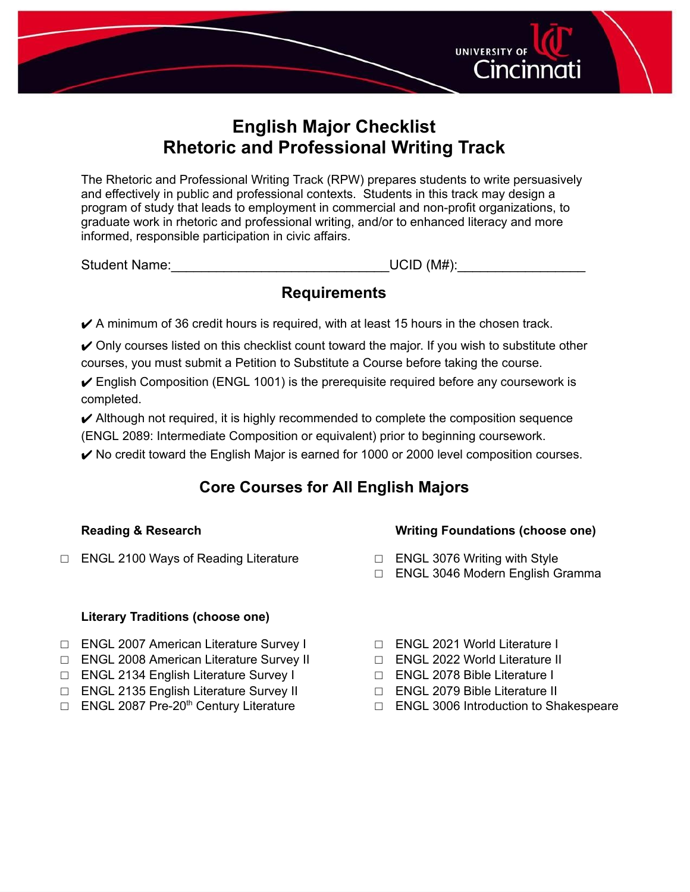# English Major Checklist
# Rhetoric and Professional Writing Track

The Rhetoric and Professional Writing Track (RPW) prepares students to write persuasively and effectively in public and professional contexts. Students in this track may design a program of study that leads to employment in commercial and non-profit organizations, to graduate work in rhetoric and professional writing, and/or to enhanced literacy and more informed, responsible participation in civic affairs.

Student Name:______________________________UCID (M#):_________________

## Requirements

✔ A minimum of 36 credit hours is required, with at least 15 hours in the chosen track.

✔ Only courses listed on this checklist count toward the major. If you wish to substitute other courses, you must submit a Petition to Substitute a Course before taking the course.

✔ English Composition (ENGL 1001) is the prerequisite required before any coursework is completed.

✔ Although not required, it is highly recommended to complete the composition sequence (ENGL 2089: Intermediate Composition or equivalent) prior to beginning coursework.

✔ No credit toward the English Major is earned for 1000 or 2000 level composition courses.

## Core Courses for All English Majors

**Reading & Research**

- ☐ ENGL 2100 Ways of Reading Literature

**Writing Foundations (choose one)**

- ☐ ENGL 3076 Writing with Style
- ☐ ENGL 3046 Modern English Gramma

**Literary Traditions (choose one)**

- ☐ ENGL 2007 American Literature Survey I
- ☐ ENGL 2008 American Literature Survey II
- ☐ ENGL 2134 English Literature Survey I
- ☐ ENGL 2135 English Literature Survey II
- ☐ ENGL 2087 Pre-20th Century Literature
- ☐ ENGL 2021 World Literature I
- ☐ ENGL 2022 World Literature II
- ☐ ENGL 2078 Bible Literature I
- ☐ ENGL 2079 Bible Literature II
- ☐ ENGL 3006 Introduction to Shakespeare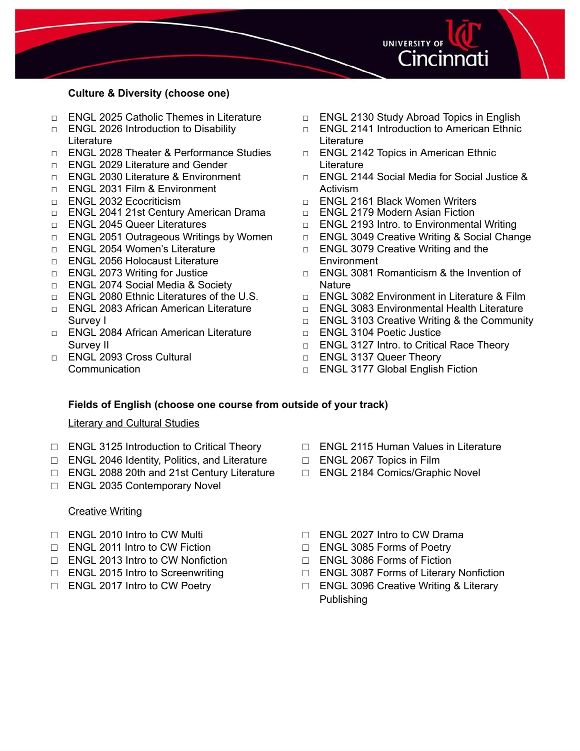**Culture & Diversity (choose one)**

- ◻ ENGL 2025 Catholic Themes in Literature
- ◻ ENGL 2026 Introduction to Disability Literature
- ◻ ENGL 2028 Theater & Performance Studies
- ◻ ENGL 2029 Literature and Gender
- ◻ ENGL 2030 Literature & Environment
- ◻ ENGL 2031 Film & Environment
- ◻ ENGL 2032 Ecocriticism
- ◻ ENGL 2041 21st Century American Drama
- ◻ ENGL 2045 Queer Literatures
- ◻ ENGL 2051 Outrageous Writings by Women
- ◻ ENGL 2054 Women's Literature
- ◻ ENGL 2056 Holocaust Literature
- ◻ ENGL 2073 Writing for Justice
- ◻ ENGL 2074 Social Media & Society
- ◻ ENGL 2080 Ethnic Literatures of the U.S.
- ◻ ENGL 2083 African American Literature Survey I
- ◻ ENGL 2084 African American Literature Survey II
- ◻ ENGL 2093 Cross Cultural Communication
- ◻ ENGL 2130 Study Abroad Topics in English
- ◻ ENGL 2141 Introduction to American Ethnic Literature
- ◻ ENGL 2142 Topics in American Ethnic Literature
- ◻ ENGL 2144 Social Media for Social Justice & Activism
- ◻ ENGL 2161 Black Women Writers
- ◻ ENGL 2179 Modern Asian Fiction
- ◻ ENGL 2193 Intro. to Environmental Writing
- ◻ ENGL 3049 Creative Writing & Social Change
- ◻ ENGL 3079 Creative Writing and the Environment
- ◻ ENGL 3081 Romanticism & the Invention of Nature
- ◻ ENGL 3082 Environment in Literature & Film
- ◻ ENGL 3083 Environmental Health Literature
- ◻ ENGL 3103 Creative Writing & the Community
- ◻ ENGL 3104 Poetic Justice
- ◻ ENGL 3127 Intro. to Critical Race Theory
- ◻ ENGL 3137 Queer Theory
- ◻ ENGL 3177 Global English Fiction

**Fields of English (choose one course from outside of your track)**

<u>Literary and Cultural Studies</u>

- ☐ ENGL 3125 Introduction to Critical Theory
- ☐ ENGL 2046 Identity, Politics, and Literature
- ☐ ENGL 2088 20th and 21st Century Literature
- ☐ ENGL 2035 Contemporary Novel
- ☐ ENGL 2115 Human Values in Literature
- ☐ ENGL 2067 Topics in Film
- ☐ ENGL 2184 Comics/Graphic Novel

<u>Creative Writing</u>

- ☐ ENGL 2010 Intro to CW Multi
- ☐ ENGL 2011 Intro to CW Fiction
- ☐ ENGL 2013 Intro to CW Nonfiction
- ☐ ENGL 2015 Intro to Screenwriting
- ☐ ENGL 2017 Intro to CW Poetry
- ☐ ENGL 2027 Intro to CW Drama
- ☐ ENGL 3085 Forms of Poetry
- ☐ ENGL 3086 Forms of Fiction
- ☐ ENGL 3087 Forms of Literary Nonfiction
- ☐ ENGL 3096 Creative Writing & Literary Publishing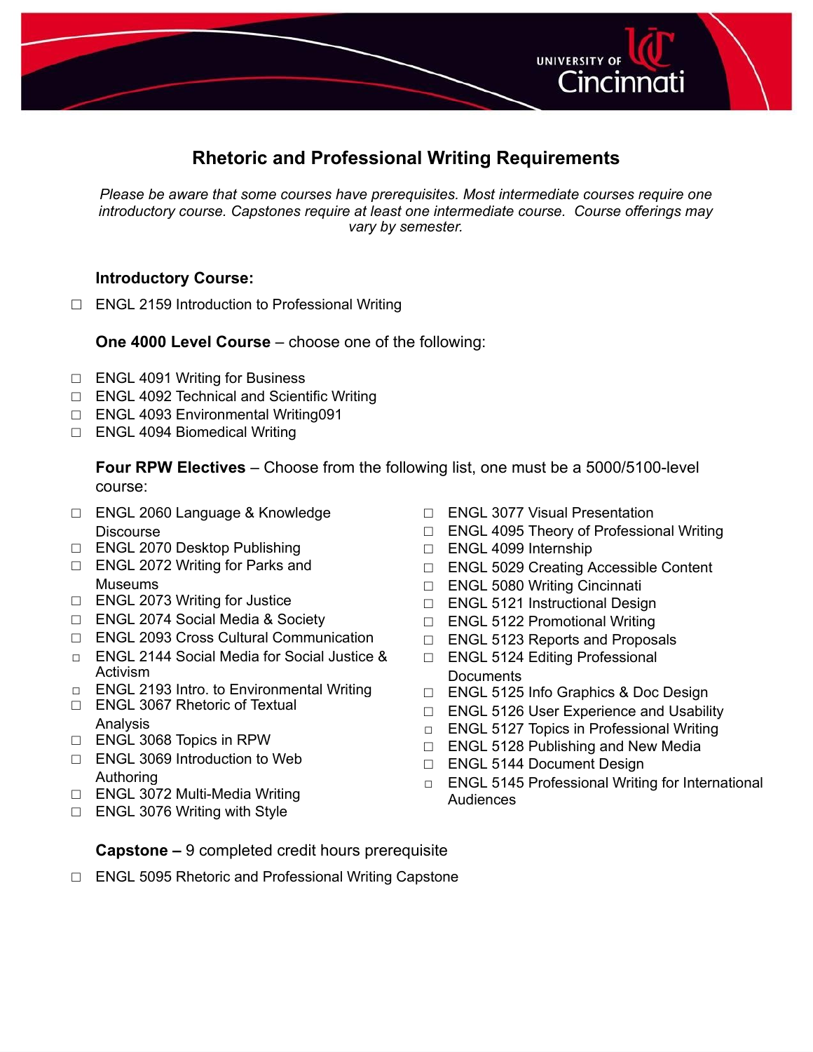# Rhetoric and Professional Writing Requirements

*Please be aware that some courses have prerequisites. Most intermediate courses require one introductory course. Capstones require at least one intermediate course. Course offerings may vary by semester.*

**Introductory Course:**

- ☐ ENGL 2159 Introduction to Professional Writing

**One 4000 Level Course** – choose one of the following:

- ☐ ENGL 4091 Writing for Business
- ☐ ENGL 4092 Technical and Scientific Writing
- ☐ ENGL 4093 Environmental Writing091
- ☐ ENGL 4094 Biomedical Writing

**Four RPW Electives** – Choose from the following list, one must be a 5000/5100-level course:

- ☐ ENGL 2060 Language & Knowledge Discourse
- ☐ ENGL 2070 Desktop Publishing
- ☐ ENGL 2072 Writing for Parks and Museums
- ☐ ENGL 2073 Writing for Justice
- ☐ ENGL 2074 Social Media & Society
- ☐ ENGL 2093 Cross Cultural Communication
- ☐ ENGL 2144 Social Media for Social Justice & Activism
- ☐ ENGL 2193 Intro. to Environmental Writing
- ☐ ENGL 3067 Rhetoric of Textual Analysis
- ☐ ENGL 3068 Topics in RPW
- ☐ ENGL 3069 Introduction to Web Authoring
- ☐ ENGL 3072 Multi-Media Writing
- ☐ ENGL 3076 Writing with Style
- ☐ ENGL 3077 Visual Presentation
- ☐ ENGL 4095 Theory of Professional Writing
- ☐ ENGL 4099 Internship
- ☐ ENGL 5029 Creating Accessible Content
- ☐ ENGL 5080 Writing Cincinnati
- ☐ ENGL 5121 Instructional Design
- ☐ ENGL 5122 Promotional Writing
- ☐ ENGL 5123 Reports and Proposals
- ☐ ENGL 5124 Editing Professional Documents
- ☐ ENGL 5125 Info Graphics & Doc Design
- ☐ ENGL 5126 User Experience and Usability
- ☐ ENGL 5127 Topics in Professional Writing
- ☐ ENGL 5128 Publishing and New Media
- ☐ ENGL 5144 Document Design
- ☐ ENGL 5145 Professional Writing for International Audiences

**Capstone –** 9 completed credit hours prerequisite

- ☐ ENGL 5095 Rhetoric and Professional Writing Capstone